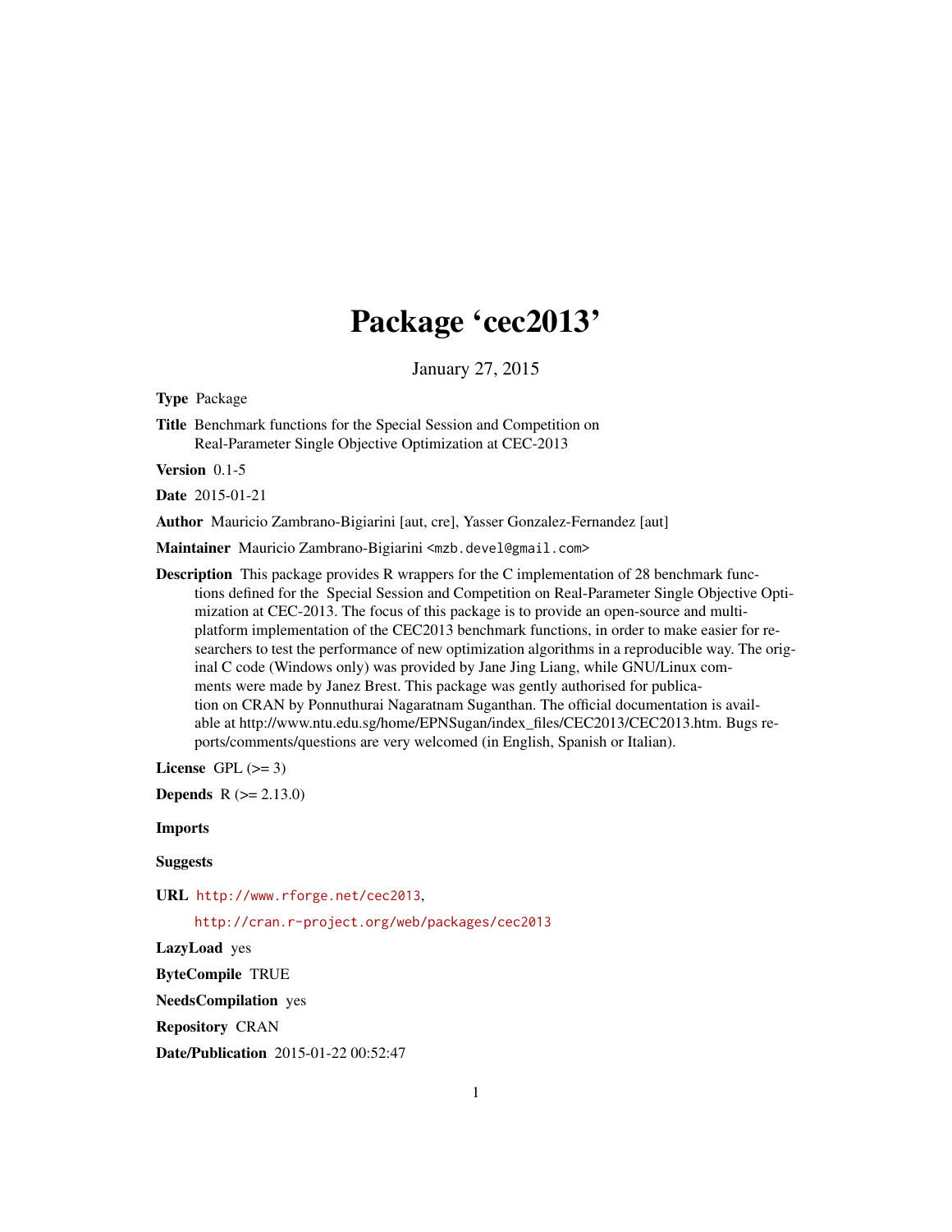# Package 'cec2013'

January 27, 2015

**Type** Package

**Title** Benchmark functions for the Special Session and Competition on Real-Parameter Single Objective Optimization at CEC-2013

**Version** 0.1-5

**Date** 2015-01-21

**Author** Mauricio Zambrano-Bigiarini [aut, cre], Yasser Gonzalez-Fernandez [aut]

**Maintainer** Mauricio Zambrano-Bigiarini <mzb.devel@gmail.com>

**Description** This package provides R wrappers for the C implementation of 28 benchmark functions defined for the Special Session and Competition on Real-Parameter Single Objective Optimization at CEC-2013. The focus of this package is to provide an open-source and multi-platform implementation of the CEC2013 benchmark functions, in order to make easier for researchers to test the performance of new optimization algorithms in a reproducible way. The original C code (Windows only) was provided by Jane Jing Liang, while GNU/Linux comments were made by Janez Brest. This package was gently authorised for publication on CRAN by Ponnuthurai Nagaratnam Suganthan. The official documentation is available at http://www.ntu.edu.sg/home/EPNSugan/index_files/CEC2013/CEC2013.htm. Bugs reports/comments/questions are very welcomed (in English, Spanish or Italian).

**License** GPL (>= 3)

**Depends** R (>= 2.13.0)

**Imports**

**Suggests**

**URL** http://www.rforge.net/cec2013,

http://cran.r-project.org/web/packages/cec2013

**LazyLoad** yes

**ByteCompile** TRUE

**NeedsCompilation** yes

**Repository** CRAN

**Date/Publication** 2015-01-22 00:52:47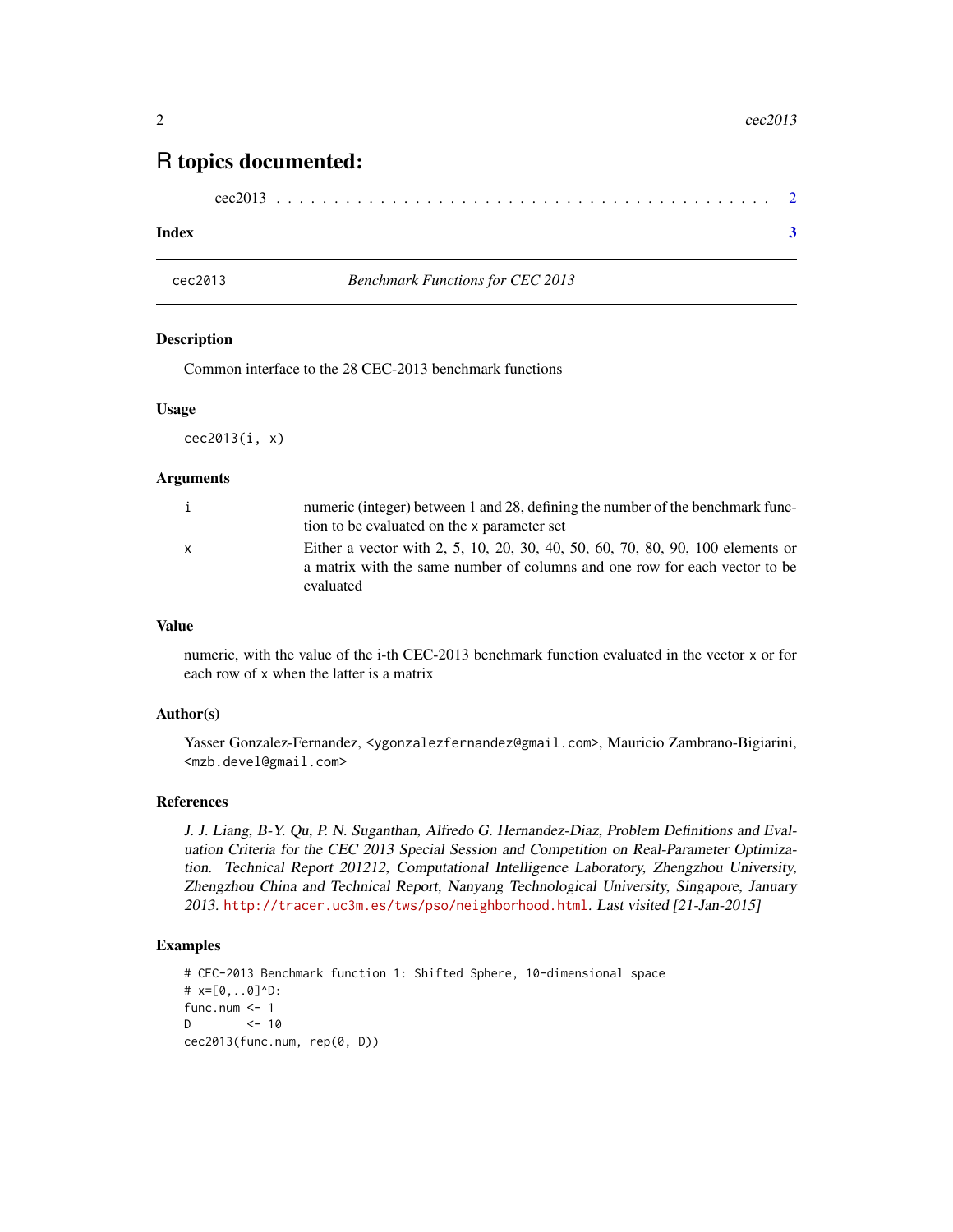# R topics documented:

cec2013 . . . . . . . . . . . . . . . . . . . . . . . . . . . . . . . . . . . . . . . . . . 2

**Index** **3**

---

cec2013 *Benchmark Functions for CEC 2013*

---

### Description

Common interface to the 28 CEC-2013 benchmark functions

### Usage

```
cec2013(i, x)
```

### Arguments

| | |
|---|---|
| i | numeric (integer) between 1 and 28, defining the number of the benchmark function to be evaluated on the x parameter set |
| x | Either a vector with 2, 5, 10, 20, 30, 40, 50, 60, 70, 80, 90, 100 elements or a matrix with the same number of columns and one row for each vector to be evaluated |

### Value

numeric, with the value of the i-th CEC-2013 benchmark function evaluated in the vector x or for each row of x when the latter is a matrix

### Author(s)

Yasser Gonzalez-Fernandez, <ygonzalezfernandez@gmail.com>, Mauricio Zambrano-Bigiarini, <mzb.devel@gmail.com>

### References

*J. J. Liang, B-Y. Qu, P. N. Suganthan, Alfredo G. Hernandez-Diaz, Problem Definitions and Evaluation Criteria for the CEC 2013 Special Session and Competition on Real-Parameter Optimization. Technical Report 201212, Computational Intelligence Laboratory, Zhengzhou University, Zhengzhou China and Technical Report, Nanyang Technological University, Singapore, January 2013.* http://tracer.uc3m.es/tws/pso/neighborhood.html*. Last visited [21-Jan-2015]*

### Examples

```
# CEC-2013 Benchmark function 1: Shifted Sphere, 10-dimensional space
# x=[0,..0]^D:
func.num <- 1
D        <- 10
cec2013(func.num, rep(0, D))
```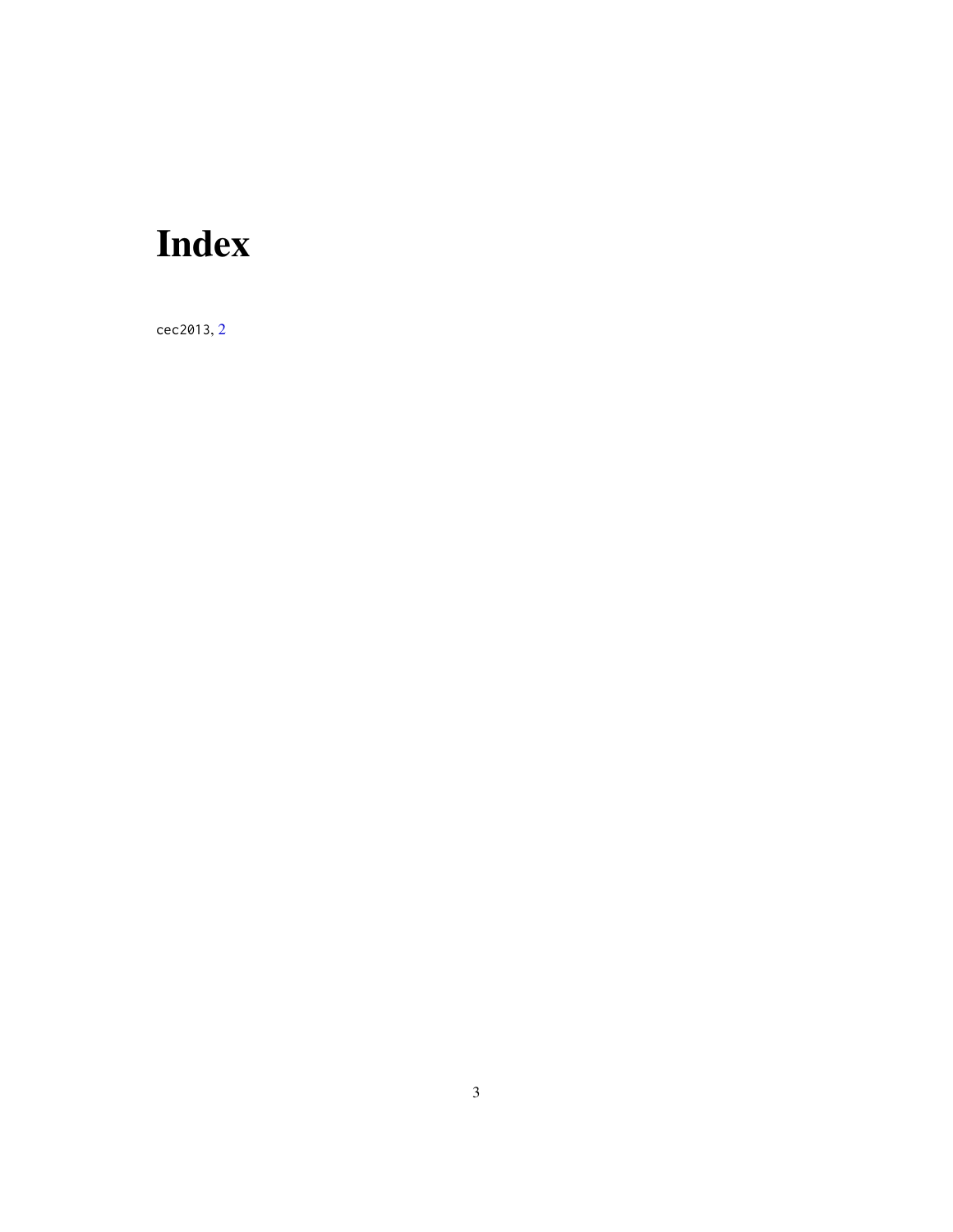# Index

`cec2013`, 2